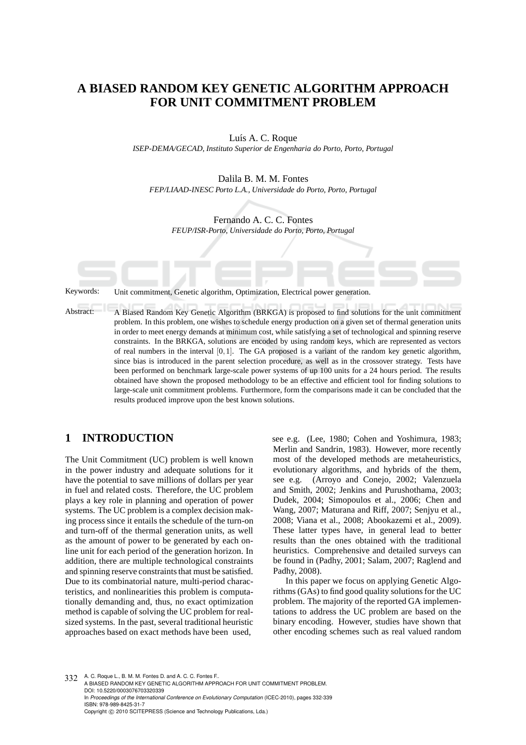# A BIASED RANDOM KEY GENETIC ALGORITHM APPROACH FOR UNIT COMMITMENT PROBLEM

Luís A. C. Roque

*ISEP-DEMA/GECAD, Instituto Superior de Engenharia do Porto, Porto, Portugal*

Dalila B. M. M. Fontes

*FEP/LIAAD-INESC Porto L.A., Universidade do Porto, Porto, Portugal*

Fernando A. C. C. Fontes

*FEUP/ISR-Porto, Universidade do Porto, Porto, Portugal*

Keywords: Unit commitment, Genetic algorithm, Optimization, Electrical power generation.

Abstract: A Biased Random Key Genetic Algorithm (BRKGA) is proposed to find solutions for the unit commitment problem. In this problem, one wishes to schedule energy production on a given set of thermal generation units in order to meet energy demands at minimum cost, while satisfying a set of technological and spinning reserve constraints. In the BRKGA, solutions are encoded by using random keys, which are represented as vectors of real numbers in the interval $[0,1]$. The GA proposed is a variant of the random key genetic algorithm, since bias is introduced in the parent selection procedure, as well as in the crossover strategy. Tests have been performed on benchmark large-scale power systems of up 100 units for a 24 hours period. The results obtained have shown the proposed methodology to be an effective and efficient tool for finding solutions to large-scale unit commitment problems. Furthermore, form the comparisons made it can be concluded that the results produced improve upon the best known solutions.

## 1 INTRODUCTION

The Unit Commitment (UC) problem is well known in the power industry and adequate solutions for it have the potential to save millions of dollars per year in fuel and related costs. Therefore, the UC problem plays a key role in planning and operation of power systems. The UC problem is a complex decision making process since it entails the schedule of the turn-on and turn-off of the thermal generation units, as well as the amount of power to be generated by each online unit for each period of the generation horizon. In addition, there are multiple technological constraints and spinning reserve constraints that must be satisfied. Due to its combinatorial nature, multi-period characteristics, and nonlinearities this problem is computationally demanding and, thus, no exact optimization method is capable of solving the UC problem for real-sized systems. In the past, several traditional heuristic approaches based on exact methods have been used, see e.g. (Lee, 1980; Cohen and Yoshimura, 1983; Merlin and Sandrin, 1983). However, more recently most of the developed methods are metaheuristics, evolutionary algorithms, and hybrids of the them, see e.g. (Arroyo and Conejo, 2002; Valenzuela and Smith, 2002; Jenkins and Purushothama, 2003; Dudek, 2004; Simopoulos et al., 2006; Chen and Wang, 2007; Maturana and Riff, 2007; Senjyu et al., 2008; Viana et al., 2008; Abookazemi et al., 2009). These latter types have, in general lead to better results than the ones obtained with the traditional heuristics. Comprehensive and detailed surveys can be found in (Padhy, 2001; Salam, 2007; Raglend and Padhy, 2008).

In this paper we focus on applying Genetic Algorithms (GAs) to find good quality solutions for the UC problem. The majority of the reported GA implementations to address the UC problem are based on the binary encoding. However, studies have shown that other encoding schemes such as real valued random

A. C. Roque L., B. M. M. Fontes D. and A. C. C. Fontes F..
A BIASED RANDOM KEY GENETIC ALGORITHM APPROACH FOR UNIT COMMITMENT PROBLEM.
DOI: 10.5220/0003076703320339
In *Proceedings of the International Conference on Evolutionary Computation* (ICEC-2010), pages 332-339
ISBN: 978-989-8425-31-7
Copyright © 2010 SCITEPRESS (Science and Technology Publications, Lda.)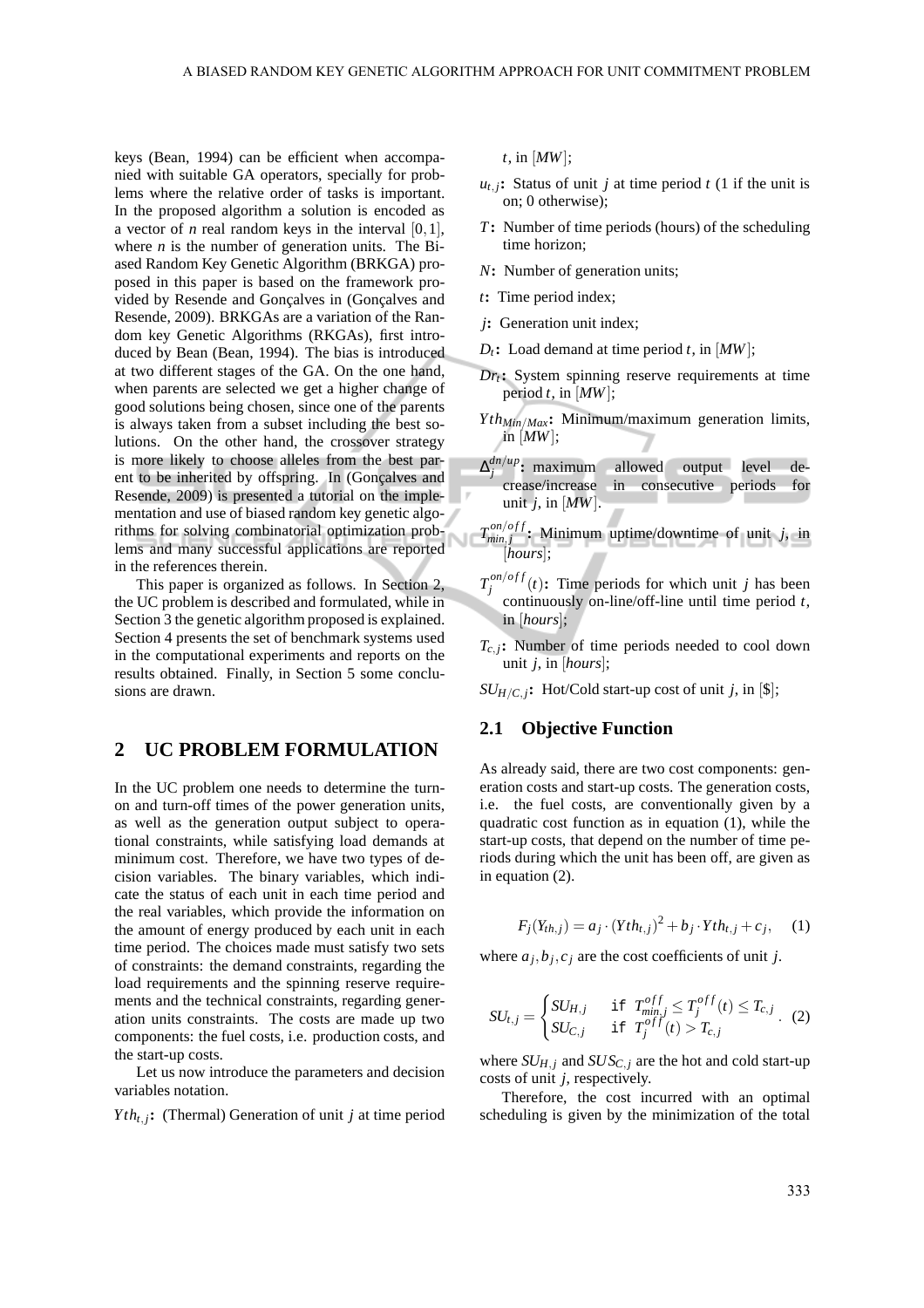keys (Bean, 1994) can be efficient when accompanied with suitable GA operators, specially for problems where the relative order of tasks is important. In the proposed algorithm a solution is encoded as a vector of $n$ real random keys in the interval $[0,1]$, where $n$ is the number of generation units. The Biased Random Key Genetic Algorithm (BRKGA) proposed in this paper is based on the framework provided by Resende and Gonçalves in (Gonçalves and Resende, 2009). BRKGAs are a variation of the Random key Genetic Algorithms (RKGAs), first introduced by Bean (Bean, 1994). The bias is introduced at two different stages of the GA. On the one hand, when parents are selected we get a higher change of good solutions being chosen, since one of the parents is always taken from a subset including the best solutions. On the other hand, the crossover strategy is more likely to choose alleles from the best parent to be inherited by offspring. In (Gonçalves and Resende, 2009) is presented a tutorial on the implementation and use of biased random key genetic algorithms for solving combinatorial optimization problems and many successful applications are reported in the references therein.

This paper is organized as follows. In Section 2, the UC problem is described and formulated, while in Section 3 the genetic algorithm proposed is explained. Section 4 presents the set of benchmark systems used in the computational experiments and reports on the results obtained. Finally, in Section 5 some conclusions are drawn.

## 2 UC PROBLEM FORMULATION

In the UC problem one needs to determine the turn-on and turn-off times of the power generation units, as well as the generation output subject to operational constraints, while satisfying load demands at minimum cost. Therefore, we have two types of decision variables. The binary variables, which indicate the status of each unit in each time period and the real variables, which provide the information on the amount of energy produced by each unit in each time period. The choices made must satisfy two sets of constraints: the demand constraints, regarding the load requirements and the spinning reserve requirements and the technical constraints, regarding generation units constraints. The costs are made up two components: the fuel costs, i.e. production costs, and the start-up costs.

Let us now introduce the parameters and decision variables notation.

$Yth_{t,j}$**:** (Thermal) Generation of unit $j$ at time period $t$, in $[MW]$;

$u_{t,j}$**:** Status of unit $j$ at time period $t$ (1 if the unit is on; 0 otherwise);

$T$**:** Number of time periods (hours) of the scheduling time horizon;

$N$**:** Number of generation units;

$t$**:** Time period index;

$j$**:** Generation unit index;

$D_t$**:** Load demand at time period $t$, in $[MW]$;

$Dr_t$**:** System spinning reserve requirements at time period $t$, in $[MW]$;

$Yth_{Min/Max}$**:** Minimum/maximum generation limits, in $[MW]$;

$\Delta_j^{dn/up}$**:** maximum allowed output level decrease/increase in consecutive periods for unit $j$, in $[MW]$.

$T_{min,j}^{on/off}$**:** Minimum uptime/downtime of unit $j$, in $[hours]$;

$T_j^{on/off}(t)$**:** Time periods for which unit $j$ has been continuously on-line/off-line until time period $t$, in $[hours]$;

$T_{c,j}$**:** Number of time periods needed to cool down unit $j$, in $[hours]$;

$SU_{H/C,j}$**:** Hot/Cold start-up cost of unit $j$, in [\$];

### 2.1 Objective Function

As already said, there are two cost components: generation costs and start-up costs. The generation costs, i.e. the fuel costs, are conventionally given by a quadratic cost function as in equation (1), while the start-up costs, that depend on the number of time periods during which the unit has been off, are given as in equation (2).

$$F_j(Y_{th,j}) = a_j \cdot (Yth_{t,j})^2 + b_j \cdot Yth_{t,j} + c_j, \quad (1)$$

where $a_j, b_j, c_j$ are the cost coefficients of unit $j$.

$$SU_{t,j} = \begin{cases} SU_{H,j} & \texttt{if } T_{min,j}^{off} \leq T_j^{off}(t) \leq T_{c,j} \\ SU_{C,j} & \texttt{if } T_j^{off}(t) > T_{c,j} \end{cases}. \quad (2)$$

where $SU_{H,j}$ and $SUS_{C,j}$ are the hot and cold start-up costs of unit $j$, respectively.

Therefore, the cost incurred with an optimal scheduling is given by the minimization of the total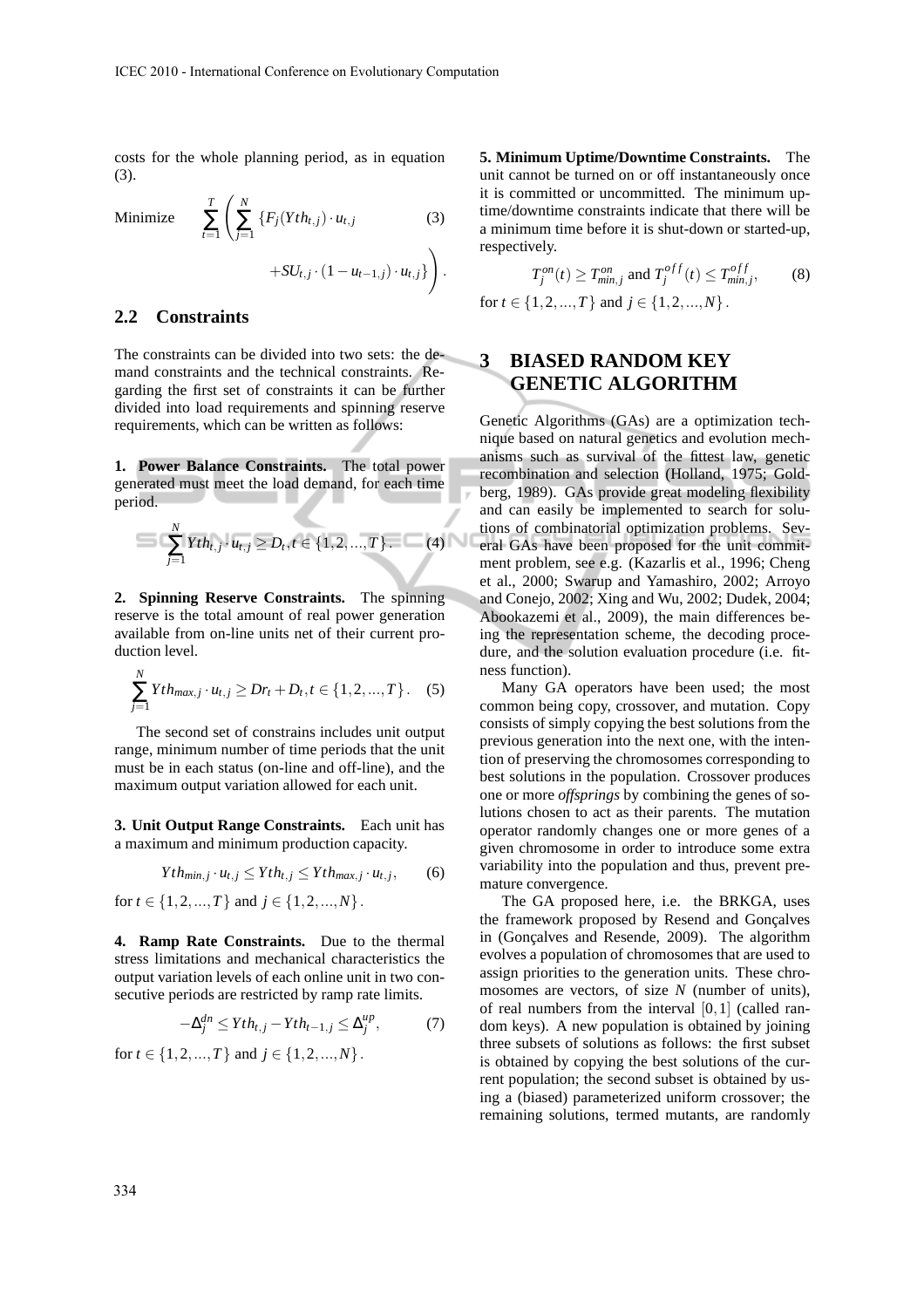costs for the whole planning period, as in equation (3).

$$\text{Minimize} \quad \sum_{t=1}^{T} \left( \sum_{j=1}^{N} \{F_j(Yth_{t,j}) \cdot u_{t,j} + SU_{t,j} \cdot (1 - u_{t-1,j}) \cdot u_{t,j}\} \right). \tag{3}$$

## 2.2 Constraints

The constraints can be divided into two sets: the demand constraints and the technical constraints. Regarding the first set of constraints it can be further divided into load requirements and spinning reserve requirements, which can be written as follows:

**1. Power Balance Constraints.** The total power generated must meet the load demand, for each time period.

$$\sum_{j=1}^{N} Yth_{t,j} \cdot u_{t,j} \geq D_t, t \in \{1, 2, ..., T\}. \tag{4}$$

**2. Spinning Reserve Constraints.** The spinning reserve is the total amount of real power generation available from on-line units net of their current production level.

$$\sum_{j=1}^{N} Yth_{max,j} \cdot u_{t,j} \geq Dr_t + D_t, t \in \{1, 2, ..., T\}. \tag{5}$$

The second set of constrains includes unit output range, minimum number of time periods that the unit must be in each status (on-line and off-line), and the maximum output variation allowed for each unit.

**3. Unit Output Range Constraints.** Each unit has a maximum and minimum production capacity.

$$Yth_{min,j} \cdot u_{t,j} \leq Yth_{t,j} \leq Yth_{max,j} \cdot u_{t,j}, \tag{6}$$

for $t \in \{1, 2, ..., T\}$ and $j \in \{1, 2, ..., N\}$.

**4. Ramp Rate Constraints.** Due to the thermal stress limitations and mechanical characteristics the output variation levels of each online unit in two consecutive periods are restricted by ramp rate limits.

$$-\Delta_j^{dn} \leq Yth_{t,j} - Yth_{t-1,j} \leq \Delta_j^{up}, \tag{7}$$

for $t \in \{1, 2, ..., T\}$ and $j \in \{1, 2, ..., N\}$.

**5. Minimum Uptime/Downtime Constraints.** The unit cannot be turned on or off instantaneously once it is committed or uncommitted. The minimum uptime/downtime constraints indicate that there will be a minimum time before it is shut-down or started-up, respectively.

$$T_j^{on}(t) \geq T_{min,j}^{on} \text{ and } T_j^{off}(t) \leq T_{min,j}^{off}, \tag{8}$$

for $t \in \{1, 2, ..., T\}$ and $j \in \{1, 2, ..., N\}$.

# 3 BIASED RANDOM KEY GENETIC ALGORITHM

Genetic Algorithms (GAs) are a optimization technique based on natural genetics and evolution mechanisms such as survival of the fittest law, genetic recombination and selection (Holland, 1975; Goldberg, 1989). GAs provide great modeling flexibility and can easily be implemented to search for solutions of combinatorial optimization problems. Several GAs have been proposed for the unit commitment problem, see e.g. (Kazarlis et al., 1996; Cheng et al., 2000; Swarup and Yamashiro, 2002; Arroyo and Conejo, 2002; Xing and Wu, 2002; Dudek, 2004; Abookazemi et al., 2009), the main differences being the representation scheme, the decoding procedure, and the solution evaluation procedure (i.e. fitness function).

Many GA operators have been used; the most common being copy, crossover, and mutation. Copy consists of simply copying the best solutions from the previous generation into the next one, with the intention of preserving the chromosomes corresponding to best solutions in the population. Crossover produces one or more *offsprings* by combining the genes of solutions chosen to act as their parents. The mutation operator randomly changes one or more genes of a given chromosome in order to introduce some extra variability into the population and thus, prevent premature convergence.

The GA proposed here, i.e. the BRKGA, uses the framework proposed by Resend and Gonçalves in (Gonçalves and Resende, 2009). The algorithm evolves a population of chromosomes that are used to assign priorities to the generation units. These chromosomes are vectors, of size $N$ (number of units), of real numbers from the interval $[0, 1]$ (called random keys). A new population is obtained by joining three subsets of solutions as follows: the first subset is obtained by copying the best solutions of the current population; the second subset is obtained by using a (biased) parameterized uniform crossover; the remaining solutions, termed mutants, are randomly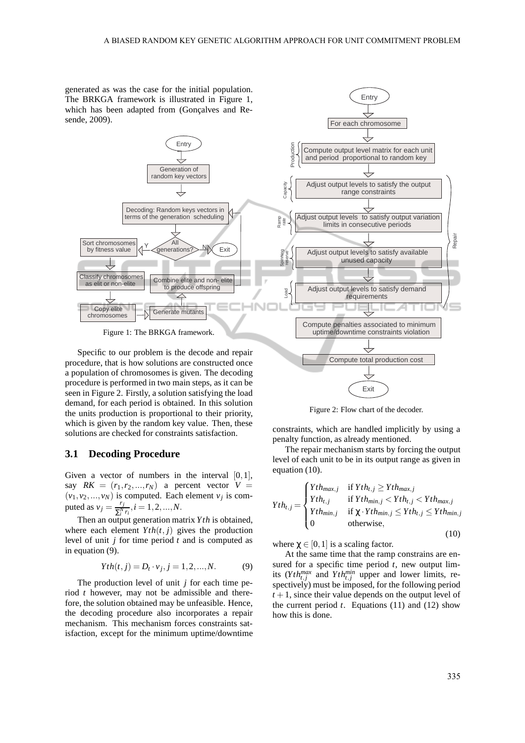generated as was the case for the initial population. The BRKGA framework is illustrated in Figure 1, which has been adapted from (Gonçalves and Resende, 2009).

Figure 1: The BRKGA framework.

Specific to our problem is the decode and repair procedure, that is how solutions are constructed once a population of chromosomes is given. The decoding procedure is performed in two main steps, as it can be seen in Figure 2. Firstly, a solution satisfying the load demand, for each period is obtained. In this solution the units production is proportional to their priority, which is given by the random key value. Then, these solutions are checked for constraints satisfaction.

### 3.1 Decoding Procedure

Given a vector of numbers in the interval $[0,1]$, say $RK = (r_1, r_2, ..., r_N)$ a percent vector $V = (v_1, v_2, ..., v_N)$ is computed. Each element $v_j$ is computed as $v_j = \frac{r_j}{\sum_i^N r_i}, i = 1, 2, ..., N$.

Then an output generation matrix $Yth$ is obtained, where each element $Yth(t, j)$ gives the production level of unit $j$ for time period $t$ and is computed as in equation (9).

$$Yth(t, j) = D_t \cdot v_j, j = 1, 2, ..., N. \quad (9)$$

The production level of unit $j$ for each time period $t$ however, may not be admissible and therefore, the solution obtained may be unfeasible. Hence, the decoding procedure also incorporates a repair mechanism. This mechanism forces constraints satisfaction, except for the minimum uptime/downtime constraints, which are handled implicitly by using a penalty function, as already mentioned.

Figure 2: Flow chart of the decoder.

The repair mechanism starts by forcing the output level of each unit to be in its output range as given in equation (10).

$$Yth_{t,j} = \begin{cases} Yth_{max,j} & \text{if } Yth_{t,j} \geq Yth_{max,j} \\ Yth_{t,j} & \text{if } Yth_{min,j} < Yth_{t,j} < Yth_{max,j} \\ Yth_{min,j} & \text{if } \chi \cdot Yth_{min,j} \leq Yth_{t,j} \leq Yth_{min,j} \\ 0 & \text{otherwise}, \end{cases} \quad (10)$$

where $\chi \in [0,1]$ is a scaling factor.

At the same time that the ramp constrains are ensured for a specific time period $t$, new output limits ($Yth_{t,j}^{max}$ and $Yth_{t,j}^{min}$ upper and lower limits, respectively) must be imposed, for the following period $t+1$, since their value depends on the output level of the current period $t$. Equations (11) and (12) show how this is done.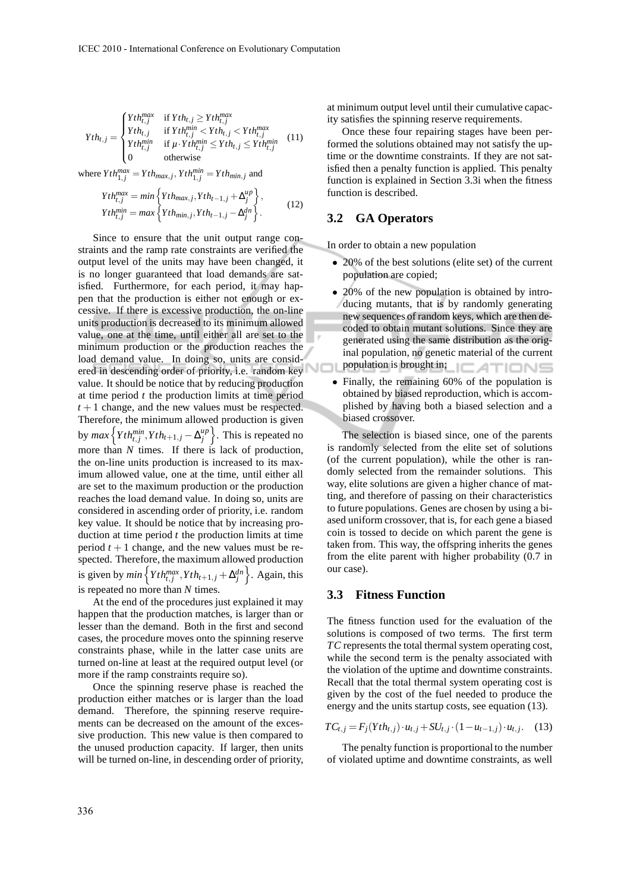$$Yth_{t,j} = \begin{cases} Yth_{t,j}^{max} & \text{if } Yth_{t,j} \geq Yth_{t,j}^{max} \\ Yth_{t,j} & \text{if } Yth_{t,j}^{min} < Yth_{t,j} < Yth_{t,j}^{max} \\ Yth_{t,j}^{min} & \text{if } \mu \cdot Yth_{t,j}^{min} \leq Yth_{t,j} \leq Yth_{t,j}^{min} \\ 0 & \text{otherwise} \end{cases} \quad (11)$$

where $Yth_{1,j}^{max} = Yth_{max,j}$, $Yth_{1,j}^{min} = Yth_{min,j}$ and

$$\begin{aligned} Yth_{t,j}^{max} &= min\left\{Yth_{max,j}, Yth_{t-1,j} + \Delta_j^{up}\right\}, \\ Yth_{t,j}^{min} &= max\left\{Yth_{min,j}, Yth_{t-1,j} - \Delta_j^{dn}\right\}. \end{aligned} \quad (12)$$

Since to ensure that the unit output range constraints and the ramp rate constraints are verified the output level of the units may have been changed, it is no longer guaranteed that load demands are satisfied. Furthermore, for each period, it may happen that the production is either not enough or excessive. If there is excessive production, the on-line units production is decreased to its minimum allowed value, one at the time, until either all are set to the minimum production or the production reaches the load demand value. In doing so, units are considered in descending order of priority, i.e. random key value. It should be notice that by reducing production at time period $t$ the production limits at time period $t+1$ change, and the new values must be respected. Therefore, the minimum allowed production is given by $max\left\{Yth_{t,j}^{min}, Yth_{t+1,j} - \Delta_j^{up}\right\}$. This is repeated no more than $N$ times. If there is lack of production, the on-line units production is increased to its maximum allowed value, one at the time, until either all are set to the maximum production or the production reaches the load demand value. In doing so, units are considered in ascending order of priority, i.e. random key value. It should be notice that by increasing production at time period $t$ the production limits at time period $t+1$ change, and the new values must be respected. Therefore, the maximum allowed production is given by $min\left\{Yth_{t,j}^{max}, Yth_{t+1,j} + \Delta_j^{dn}\right\}$. Again, this is repeated no more than $N$ times.

At the end of the procedures just explained it may happen that the production matches, is larger than or lesser than the demand. Both in the first and second cases, the procedure moves onto the spinning reserve constraints phase, while in the latter case units are turned on-line at least at the required output level (or more if the ramp constraints require so).

Once the spinning reserve phase is reached the production either matches or is larger than the load demand. Therefore, the spinning reserve requirements can be decreased on the amount of the excessive production. This new value is then compared to the unused production capacity. If larger, then units will be turned on-line, in descending order of priority, at minimum output level until their cumulative capacity satisfies the spinning reserve requirements.

Once these four repairing stages have been performed the solutions obtained may not satisfy the uptime or the downtime constraints. If they are not satisfied then a penalty function is applied. This penalty function is explained in Section 3.3i when the fitness function is described.

## 3.2 GA Operators

In order to obtain a new population

- 20% of the best solutions (elite set) of the current population are copied;
- 20% of the new population is obtained by introducing mutants, that is by randomly generating new sequences of random keys, which are then decoded to obtain mutant solutions. Since they are generated using the same distribution as the original population, no genetic material of the current population is brought in;
- Finally, the remaining 60% of the population is obtained by biased reproduction, which is accomplished by having both a biased selection and a biased crossover.

The selection is biased since, one of the parents is randomly selected from the elite set of solutions (of the current population), while the other is randomly selected from the remainder solutions. This way, elite solutions are given a higher chance of matting, and therefore of passing on their characteristics to future populations. Genes are chosen by using a biased uniform crossover, that is, for each gene a biased coin is tossed to decide on which parent the gene is taken from. This way, the offspring inherits the genes from the elite parent with higher probability (0.7 in our case).

## 3.3 Fitness Function

The fitness function used for the evaluation of the solutions is composed of two terms. The first term $TC$ represents the total thermal system operating cost, while the second term is the penalty associated with the violation of the uptime and downtime constraints. Recall that the total thermal system operating cost is given by the cost of the fuel needed to produce the energy and the units startup costs, see equation (13).

$$TC_{t,j} = F_j(Yth_{t,j}) \cdot u_{t,j} + SU_{t,j} \cdot (1 - u_{t-1,j}) \cdot u_{t,j}. \quad (13)$$

The penalty function is proportional to the number of violated uptime and downtime constraints, as well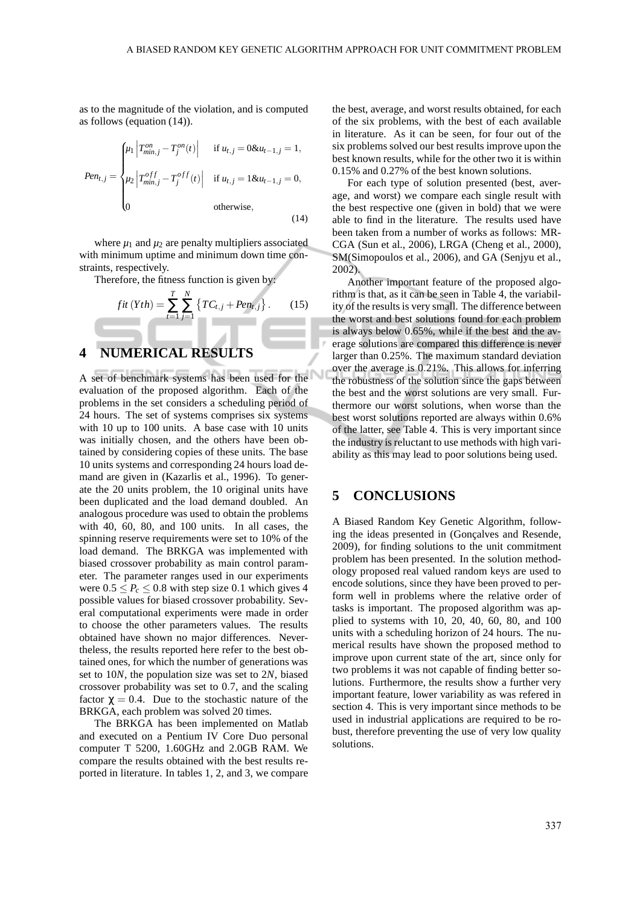as to the magnitude of the violation, and is computed as follows (equation (14)).

$$Pen_{t,j} = \begin{cases} \mu_1 \left| T^{on}_{min,j} - T^{on}_j(t) \right| & \text{if } u_{t,j} = 0 \& u_{t-1,j} = 1, \\ \mu_2 \left| T^{off}_{min,j} - T^{off}_j(t) \right| & \text{if } u_{t,j} = 1 \& u_{t-1,j} = 0, \\ 0 & \text{otherwise}, \end{cases} \quad (14)$$

where $\mu_1$ and $\mu_2$ are penalty multipliers associated with minimum uptime and minimum down time constraints, respectively.

Therefore, the fitness function is given by:

$$fit(Yth) = \sum_{t=1}^{T} \sum_{j=1}^{N} \left\{ TC_{t,j} + Pen_{t,j} \right\}. \quad (15)$$

## 4 NUMERICAL RESULTS

A set of benchmark systems has been used for the evaluation of the proposed algorithm. Each of the problems in the set considers a scheduling period of 24 hours. The set of systems comprises six systems with 10 up to 100 units. A base case with 10 units was initially chosen, and the others have been obtained by considering copies of these units. The base 10 units systems and corresponding 24 hours load demand are given in (Kazarlis et al., 1996). To generate the 20 units problem, the 10 original units have been duplicated and the load demand doubled. An analogous procedure was used to obtain the problems with 40, 60, 80, and 100 units. In all cases, the spinning reserve requirements were set to 10% of the load demand. The BRKGA was implemented with biased crossover probability as main control parameter. The parameter ranges used in our experiments were $0.5 \leq P_c \leq 0.8$ with step size 0.1 which gives 4 possible values for biased crossover probability. Several computational experiments were made in order to choose the other parameters values. The results obtained have shown no major differences. Nevertheless, the results reported here refer to the best obtained ones, for which the number of generations was set to $10N$, the population size was set to $2N$, biased crossover probability was set to 0.7, and the scaling factor $\chi = 0.4$. Due to the stochastic nature of the BRKGA, each problem was solved 20 times.

The BRKGA has been implemented on Matlab and executed on a Pentium IV Core Duo personal computer T 5200, 1.60GHz and 2.0GB RAM. We compare the results obtained with the best results reported in literature. In tables 1, 2, and 3, we compare the best, average, and worst results obtained, for each of the six problems, with the best of each available in literature. As it can be seen, for four out of the six problems solved our best results improve upon the best known results, while for the other two it is within 0.15% and 0.27% of the best known solutions.

For each type of solution presented (best, average, and worst) we compare each single result with the best respective one (given in bold) that we were able to find in the literature. The results used have been taken from a number of works as follows: MR-CGA (Sun et al., 2006), LRGA (Cheng et al., 2000), SM(Simopoulos et al., 2006), and GA (Senjyu et al., 2002).

Another important feature of the proposed algorithm is that, as it can be seen in Table 4, the variability of the results is very small. The difference between the worst and best solutions found for each problem is always below 0.65%, while if the best and the average solutions are compared this difference is never larger than 0.25%. The maximum standard deviation over the average is 0.21%. This allows for inferring the robustness of the solution since the gaps between the best and the worst solutions are very small. Furthermore our worst solutions, when worse than the best worst solutions reported are always within 0.6% of the latter, see Table 4. This is very important since the industry is reluctant to use methods with high variability as this may lead to poor solutions being used.

## 5 CONCLUSIONS

A Biased Random Key Genetic Algorithm, following the ideas presented in (Gonçalves and Resende, 2009), for finding solutions to the unit commitment problem has been presented. In the solution methodology proposed real valued random keys are used to encode solutions, since they have been proved to perform well in problems where the relative order of tasks is important. The proposed algorithm was applied to systems with 10, 20, 40, 60, 80, and 100 units with a scheduling horizon of 24 hours. The numerical results have shown the proposed method to improve upon current state of the art, since only for two problems it was not capable of finding better solutions. Furthermore, the results show a further very important feature, lower variability as was refered in section 4. This is very important since methods to be used in industrial applications are required to be robust, therefore preventing the use of very low quality solutions.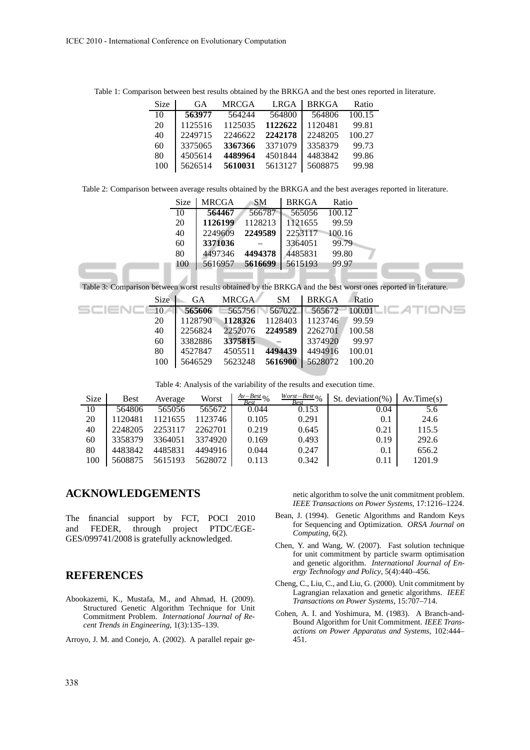Table 1: Comparison between best results obtained by the BRKGA and the best ones reported in literature.

| Size | GA | MRCGA | LRGA | BRKGA | Ratio |
|---|---|---|---|---|---|
| 10 | **563977** | 564244 | 564800 | 564806 | 100.15 |
| 20 | 1125516 | 1125035 | **1122622** | 1120481 | 99.81 |
| 40 | 2249715 | 2246622 | **2242178** | 2248205 | 100.27 |
| 60 | 3375065 | **3367366** | 3371079 | 3358379 | 99.73 |
| 80 | 4505614 | **4489964** | 4501844 | 4483842 | 99.86 |
| 100 | 5626514 | **5610031** | 5613127 | 5608875 | 99.98 |

Table 2: Comparison between average results obtained by the BRKGA and the best averages reported in literature.

| Size | MRCGA | SM | BRKGA | Ratio |
|---|---|---|---|---|
| 10 | **564467** | 566787 | 565056 | 100.12 |
| 20 | **1126199** | 1128213 | 1121655 | 99.59 |
| 40 | 2249609 | **2249589** | 2253117 | 100.16 |
| 60 | **3371036** | – | 3364051 | 99.79 |
| 80 | 4497346 | **4494378** | 4485831 | 99.80 |
| 100 | 5616957 | **5616699** | 5615193 | 99.97 |

Table 3: Comparison between worst results obtained by the BRKGA and the best worst ones reported in literature.

| Size | GA | MRCGA | SM | BRKGA | Ratio |
|---|---|---|---|---|---|
| 10 | **565606** | 565756 | 567022 | 565672 | 100.01 |
| 20 | 1128790 | **1128326** | 1128403 | 1123746 | 99.59 |
| 40 | 2256824 | 2252076 | **2249589** | 2262701 | 100.58 |
| 60 | 3382886 | **3375815** | – | 3374920 | 99.97 |
| 80 | 4527847 | 4505511 | **4494439** | 4494916 | 100.01 |
| 100 | 5646529 | 5623248 | **5616900** | 5628072 | 100.20 |

Table 4: Analysis of the variability of the results and execution time.

| Size | Best | Average | Worst | $\frac{Av-Best}{Best}$% | $\frac{Worst-Best}{Best}$% | St. deviation(%) | Av.Time(s) |
|---|---|---|---|---|---|---|---|
| 10 | 564806 | 565056 | 565672 | 0.044 | 0.153 | 0.04 | 5.6 |
| 20 | 1120481 | 1121655 | 1123746 | 0.105 | 0.291 | 0.1 | 24.6 |
| 40 | 2248205 | 2253117 | 2262701 | 0.219 | 0.645 | 0.21 | 115.5 |
| 60 | 3358379 | 3364051 | 3374920 | 0.169 | 0.493 | 0.19 | 292.6 |
| 80 | 4483842 | 4485831 | 4494916 | 0.044 | 0.247 | 0.1 | 656.2 |
| 100 | 5608875 | 5615193 | 5628072 | 0.113 | 0.342 | 0.11 | 1201.9 |

## ACKNOWLEDGEMENTS

The financial support by FCT, POCI 2010 and FEDER, through project PTDC/EGE-GES/099741/2008 is gratefully acknowledged.

## REFERENCES

Abookazemi, K., Mustafa, M., and Ahmad, H. (2009). Structured Genetic Algorithm Technique for Unit Commitment Problem. *International Journal of Recent Trends in Engineering*, 1(3):135–139.

Arroyo, J. M. and Conejo, A. (2002). A parallel repair genetic algorithm to solve the unit commitment problem. *IEEE Transactions on Power Systems*, 17:1216–1224.

Bean, J. (1994). Genetic Algorithms and Random Keys for Sequencing and Optimization. *ORSA Journal on Computing*, 6(2).

Chen, Y. and Wang, W. (2007). Fast solution technique for unit commitment by particle swarm optimisation and genetic algorithm. *International Journal of Energy Technology and Policy*, 5(4):440–456.

Cheng, C., Liu, C., and Liu, G. (2000). Unit commitment by Lagrangian relaxation and genetic algorithms. *IEEE Transactions on Power Systems*, 15:707–714.

Cohen, A. I. and Yoshimura, M. (1983). A Branch-and-Bound Algorithm for Unit Commitment. *IEEE Transactions on Power Apparatus and Systems*, 102:444–451.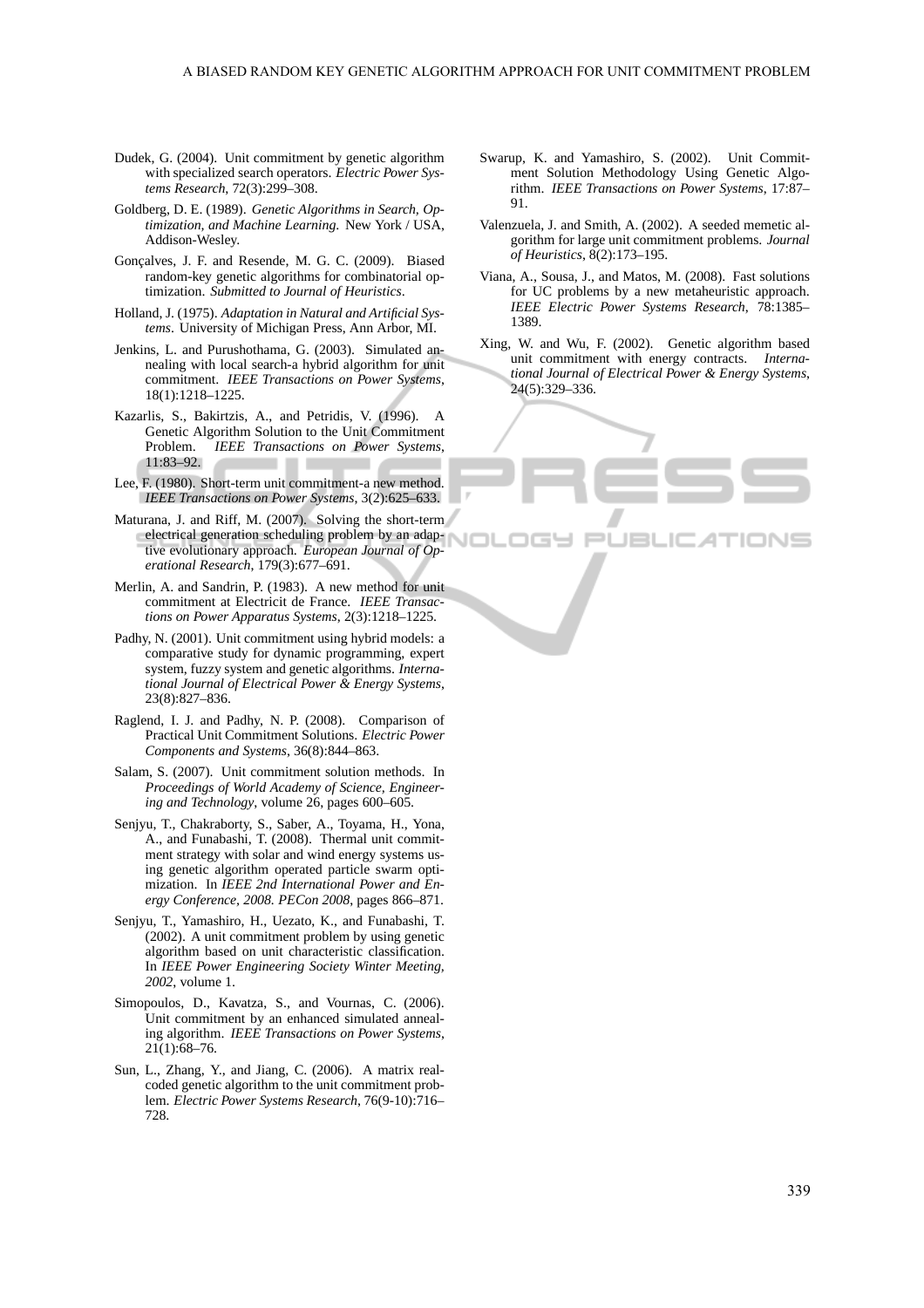Dudek, G. (2004). Unit commitment by genetic algorithm with specialized search operators. *Electric Power Systems Research*, 72(3):299–308.

Goldberg, D. E. (1989). *Genetic Algorithms in Search, Optimization, and Machine Learning*. New York / USA, Addison-Wesley.

Gonçalves, J. F. and Resende, M. G. C. (2009). Biased random-key genetic algorithms for combinatorial optimization. *Submitted to Journal of Heuristics*.

Holland, J. (1975). *Adaptation in Natural and Artificial Systems*. University of Michigan Press, Ann Arbor, MI.

Jenkins, L. and Purushothama, G. (2003). Simulated annealing with local search-a hybrid algorithm for unit commitment. *IEEE Transactions on Power Systems*, 18(1):1218–1225.

Kazarlis, S., Bakirtzis, A., and Petridis, V. (1996). A Genetic Algorithm Solution to the Unit Commitment Problem. *IEEE Transactions on Power Systems*, 11:83–92.

Lee, F. (1980). Short-term unit commitment-a new method. *IEEE Transactions on Power Systems*, 3(2):625–633.

Maturana, J. and Riff, M. (2007). Solving the short-term electrical generation scheduling problem by an adaptive evolutionary approach. *European Journal of Operational Research*, 179(3):677–691.

Merlin, A. and Sandrin, P. (1983). A new method for unit commitment at Electricit de France. *IEEE Transactions on Power Apparatus Systems*, 2(3):1218–1225.

Padhy, N. (2001). Unit commitment using hybrid models: a comparative study for dynamic programming, expert system, fuzzy system and genetic algorithms. *International Journal of Electrical Power & Energy Systems*, 23(8):827–836.

Raglend, I. J. and Padhy, N. P. (2008). Comparison of Practical Unit Commitment Solutions. *Electric Power Components and Systems*, 36(8):844–863.

Salam, S. (2007). Unit commitment solution methods. In *Proceedings of World Academy of Science, Engineering and Technology*, volume 26, pages 600–605.

Senjyu, T., Chakraborty, S., Saber, A., Toyama, H., Yona, A., and Funabashi, T. (2008). Thermal unit commitment strategy with solar and wind energy systems using genetic algorithm operated particle swarm optimization. In *IEEE 2nd International Power and Energy Conference, 2008. PECon 2008*, pages 866–871.

Senjyu, T., Yamashiro, H., Uezato, K., and Funabashi, T. (2002). A unit commitment problem by using genetic algorithm based on unit characteristic classification. In *IEEE Power Engineering Society Winter Meeting, 2002*, volume 1.

Simopoulos, D., Kavatza, S., and Vournas, C. (2006). Unit commitment by an enhanced simulated annealing algorithm. *IEEE Transactions on Power Systems*, 21(1):68–76.

Sun, L., Zhang, Y., and Jiang, C. (2006). A matrix real-coded genetic algorithm to the unit commitment problem. *Electric Power Systems Research*, 76(9-10):716–728.

Swarup, K. and Yamashiro, S. (2002). Unit Commitment Solution Methodology Using Genetic Algorithm. *IEEE Transactions on Power Systems*, 17:87–91.

Valenzuela, J. and Smith, A. (2002). A seeded memetic algorithm for large unit commitment problems. *Journal of Heuristics*, 8(2):173–195.

Viana, A., Sousa, J., and Matos, M. (2008). Fast solutions for UC problems by a new metaheuristic approach. *IEEE Electric Power Systems Research*, 78:1385–1389.

Xing, W. and Wu, F. (2002). Genetic algorithm based unit commitment with energy contracts. *International Journal of Electrical Power & Energy Systems*, 24(5):329–336.